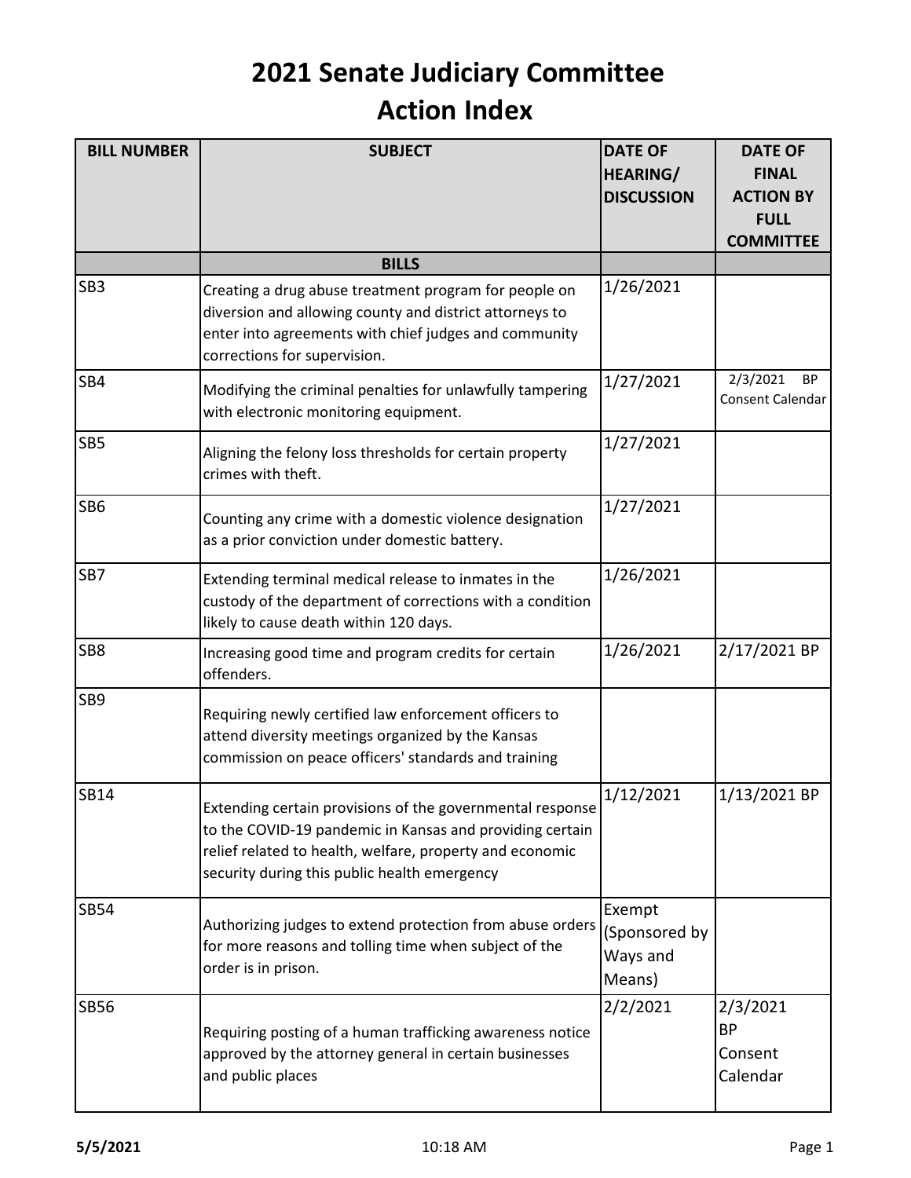# 2021 Senate Judiciary Committee
# Action Index

| BILL NUMBER | SUBJECT | DATE OF HEARING/ DISCUSSION | DATE OF FINAL ACTION BY FULL COMMITTEE |
|---|---|---|---|
| | **BILLS** | | |
| SB3 | Creating a drug abuse treatment program for people on diversion and allowing county and district attorneys to enter into agreements with chief judges and community corrections for supervision. | 1/26/2021 | |
| SB4 | Modifying the criminal penalties for unlawfully tampering with electronic monitoring equipment. | 1/27/2021 | 2/3/2021 BP Consent Calendar |
| SB5 | Aligning the felony loss thresholds for certain property crimes with theft. | 1/27/2021 | |
| SB6 | Counting any crime with a domestic violence designation as a prior conviction under domestic battery. | 1/27/2021 | |
| SB7 | Extending terminal medical release to inmates in the custody of the department of corrections with a condition likely to cause death within 120 days. | 1/26/2021 | |
| SB8 | Increasing good time and program credits for certain offenders. | 1/26/2021 | 2/17/2021 BP |
| SB9 | Requiring newly certified law enforcement officers to attend diversity meetings organized by the Kansas commission on peace officers' standards and training | | |
| SB14 | Extending certain provisions of the governmental response to the COVID-19 pandemic in Kansas and providing certain relief related to health, welfare, property and economic security during this public health emergency | 1/12/2021 | 1/13/2021 BP |
| SB54 | Authorizing judges to extend protection from abuse orders for more reasons and tolling time when subject of the order is in prison. | Exempt (Sponsored by Ways and Means) | |
| SB56 | Requiring posting of a human trafficking awareness notice approved by the attorney general in certain businesses and public places | 2/2/2021 | 2/3/2021 BP Consent Calendar |

**5/5/2021** 10:18 AM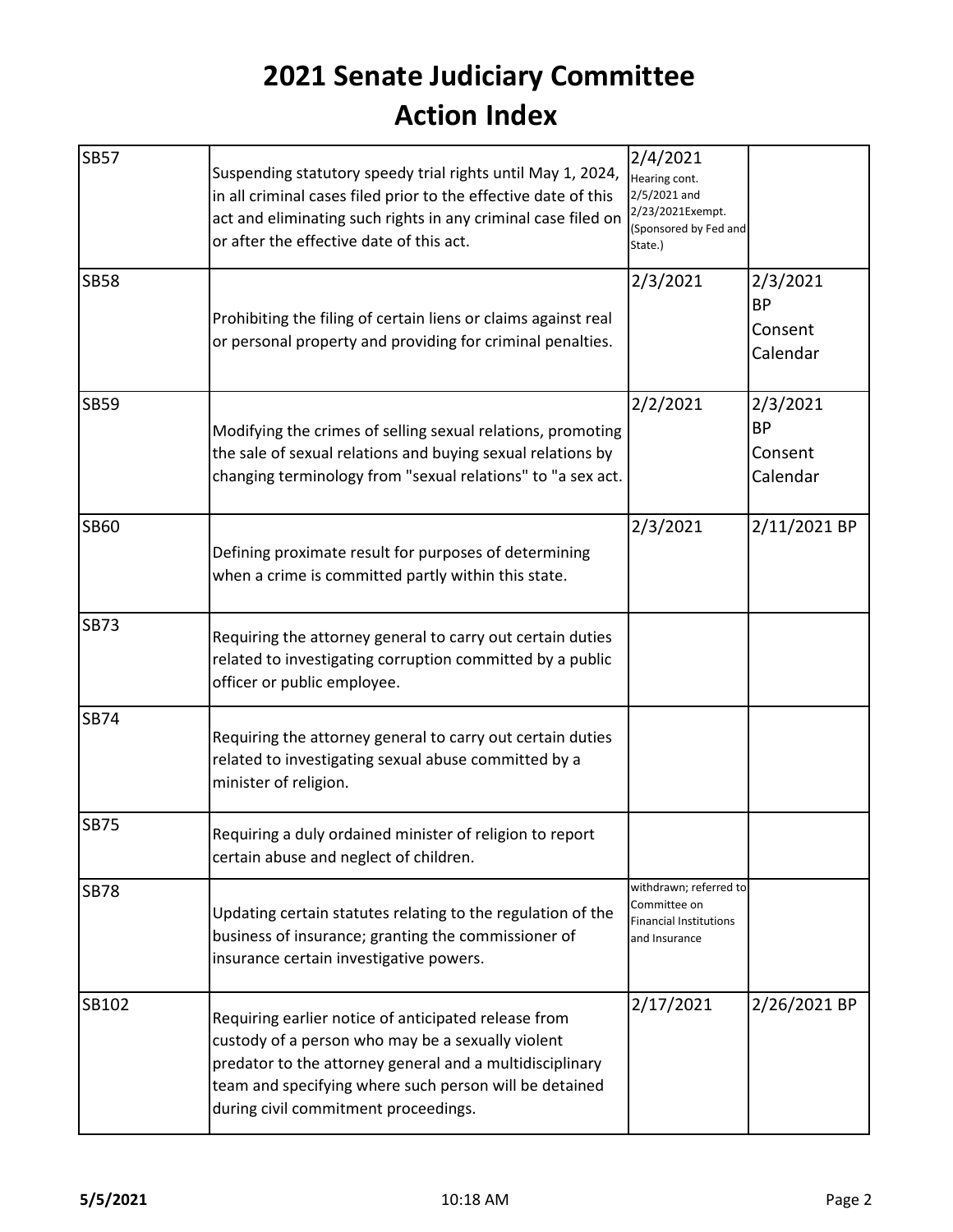# 2021 Senate Judiciary Committee
# Action Index

| | | | |
|---|---|---|---|
| SB57 | Suspending statutory speedy trial rights until May 1, 2024, in all criminal cases filed prior to the effective date of this act and eliminating such rights in any criminal case filed on or after the effective date of this act. | 2/4/2021 Hearing cont. 2/5/2021 and 2/23/2021Exempt. (Sponsored by Fed and State.) | |
| SB58 | Prohibiting the filing of certain liens or claims against real or personal property and providing for criminal penalties. | 2/3/2021 | 2/3/2021 BP Consent Calendar |
| SB59 | Modifying the crimes of selling sexual relations, promoting the sale of sexual relations and buying sexual relations by changing terminology from "sexual relations" to "a sex act. | 2/2/2021 | 2/3/2021 BP Consent Calendar |
| SB60 | Defining proximate result for purposes of determining when a crime is committed partly within this state. | 2/3/2021 | 2/11/2021 BP |
| SB73 | Requiring the attorney general to carry out certain duties related to investigating corruption committed by a public officer or public employee. | | |
| SB74 | Requiring the attorney general to carry out certain duties related to investigating sexual abuse committed by a minister of religion. | | |
| SB75 | Requiring a duly ordained minister of religion to report certain abuse and neglect of children. | | |
| SB78 | Updating certain statutes relating to the regulation of the business of insurance; granting the commissioner of insurance certain investigative powers. | withdrawn; referred to Committee on Financial Institutions and Insurance | |
| SB102 | Requiring earlier notice of anticipated release from custody of a person who may be a sexually violent predator to the attorney general and a multidisciplinary team and specifying where such person will be detained during civil commitment proceedings. | 2/17/2021 | 2/26/2021 BP |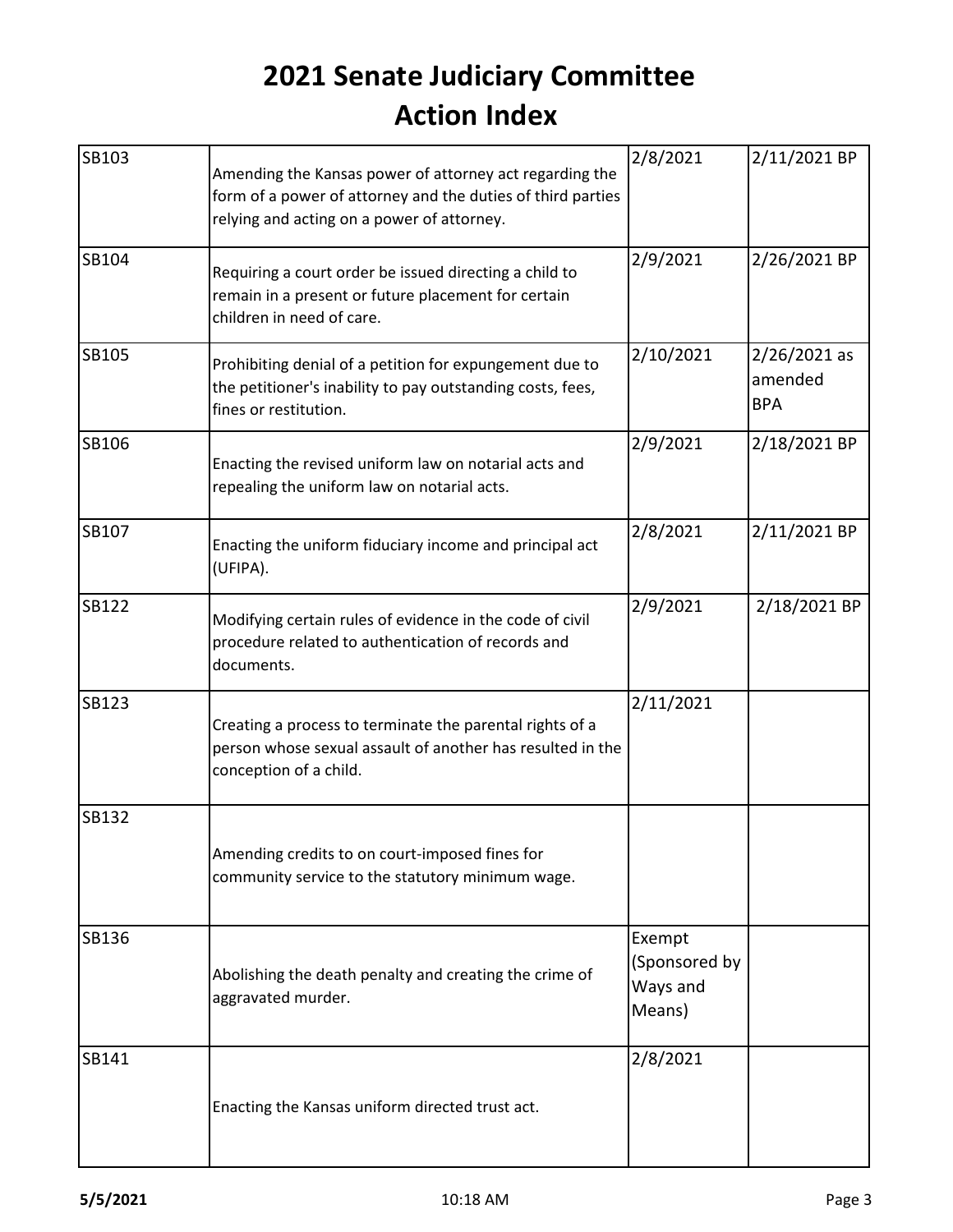# 2021 Senate Judiciary Committee
# Action Index

| | | | |
|---|---|---|---|
| SB103 | Amending the Kansas power of attorney act regarding the form of a power of attorney and the duties of third parties relying and acting on a power of attorney. | 2/8/2021 | 2/11/2021 BP |
| SB104 | Requiring a court order be issued directing a child to remain in a present or future placement for certain children in need of care. | 2/9/2021 | 2/26/2021 BP |
| SB105 | Prohibiting denial of a petition for expungement due to the petitioner's inability to pay outstanding costs, fees, fines or restitution. | 2/10/2021 | 2/26/2021 as amended BPA |
| SB106 | Enacting the revised uniform law on notarial acts and repealing the uniform law on notarial acts. | 2/9/2021 | 2/18/2021 BP |
| SB107 | Enacting the uniform fiduciary income and principal act (UFIPA). | 2/8/2021 | 2/11/2021 BP |
| SB122 | Modifying certain rules of evidence in the code of civil procedure related to authentication of records and documents. | 2/9/2021 | 2/18/2021 BP |
| SB123 | Creating a process to terminate the parental rights of a person whose sexual assault of another has resulted in the conception of a child. | 2/11/2021 | |
| SB132 | Amending credits to on court-imposed fines for community service to the statutory minimum wage. | | |
| SB136 | Abolishing the death penalty and creating the crime of aggravated murder. | Exempt (Sponsored by Ways and Means) | |
| SB141 | Enacting the Kansas uniform directed trust act. | 2/8/2021 | |

**5/5/2021** 10:18 AM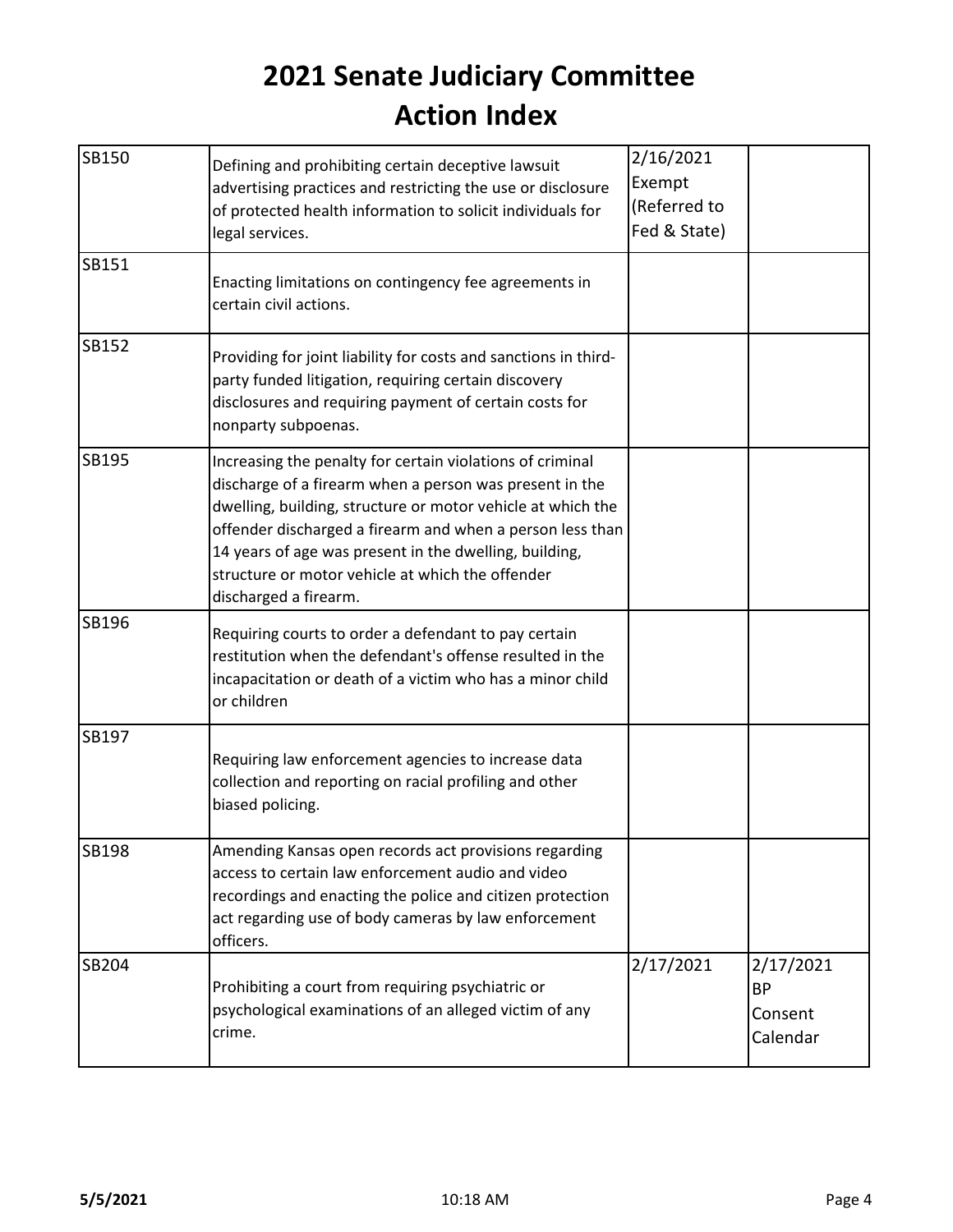# 2021 Senate Judiciary Committee
# Action Index

| | | | |
|---|---|---|---|
| SB150 | Defining and prohibiting certain deceptive lawsuit advertising practices and restricting the use or disclosure of protected health information to solicit individuals for legal services. | 2/16/2021 Exempt (Referred to Fed & State) | |
| SB151 | Enacting limitations on contingency fee agreements in certain civil actions. | | |
| SB152 | Providing for joint liability for costs and sanctions in third-party funded litigation, requiring certain discovery disclosures and requiring payment of certain costs for nonparty subpoenas. | | |
| SB195 | Increasing the penalty for certain violations of criminal discharge of a firearm when a person was present in the dwelling, building, structure or motor vehicle at which the offender discharged a firearm and when a person less than 14 years of age was present in the dwelling, building, structure or motor vehicle at which the offender discharged a firearm. | | |
| SB196 | Requiring courts to order a defendant to pay certain restitution when the defendant's offense resulted in the incapacitation or death of a victim who has a minor child or children | | |
| SB197 | Requiring law enforcement agencies to increase data collection and reporting on racial profiling and other biased policing. | | |
| SB198 | Amending Kansas open records act provisions regarding access to certain law enforcement audio and video recordings and enacting the police and citizen protection act regarding use of body cameras by law enforcement officers. | | |
| SB204 | Prohibiting a court from requiring psychiatric or psychological examinations of an alleged victim of any crime. | 2/17/2021 | 2/17/2021 BP Consent Calendar |

**5/5/2021** 10:18 AM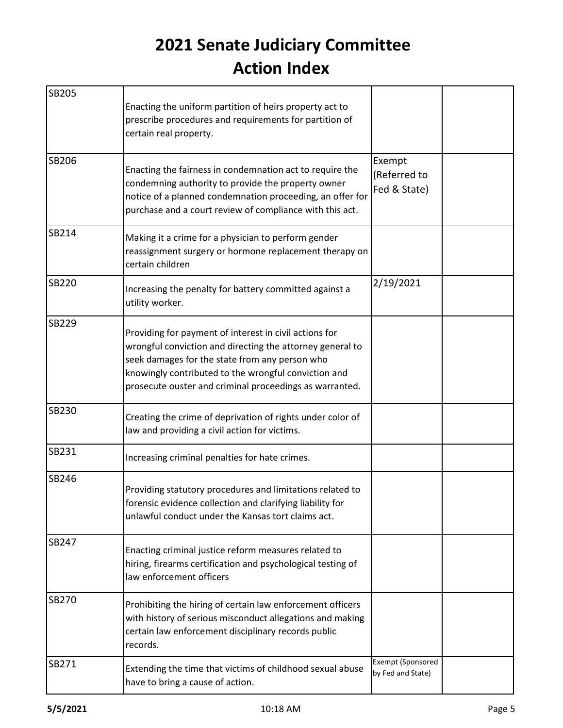# 2021 Senate Judiciary Committee
# Action Index

| | | | |
|---|---|---|---|
| SB205 | Enacting the uniform partition of heirs property act to prescribe procedures and requirements for partition of certain real property. | | |
| SB206 | Enacting the fairness in condemnation act to require the condemning authority to provide the property owner notice of a planned condemnation proceeding, an offer for purchase and a court review of compliance with this act. | Exempt (Referred to Fed & State) | |
| SB214 | Making it a crime for a physician to perform gender reassignment surgery or hormone replacement therapy on certain children | | |
| SB220 | Increasing the penalty for battery committed against a utility worker. | 2/19/2021 | |
| SB229 | Providing for payment of interest in civil actions for wrongful conviction and directing the attorney general to seek damages for the state from any person who knowingly contributed to the wrongful conviction and prosecute ouster and criminal proceedings as warranted. | | |
| SB230 | Creating the crime of deprivation of rights under color of law and providing a civil action for victims. | | |
| SB231 | Increasing criminal penalties for hate crimes. | | |
| SB246 | Providing statutory procedures and limitations related to forensic evidence collection and clarifying liability for unlawful conduct under the Kansas tort claims act. | | |
| SB247 | Enacting criminal justice reform measures related to hiring, firearms certification and psychological testing of law enforcement officers | | |
| SB270 | Prohibiting the hiring of certain law enforcement officers with history of serious misconduct allegations and making certain law enforcement disciplinary records public records. | | |
| SB271 | Extending the time that victims of childhood sexual abuse have to bring a cause of action. | Exempt (Sponsored by Fed and State) | |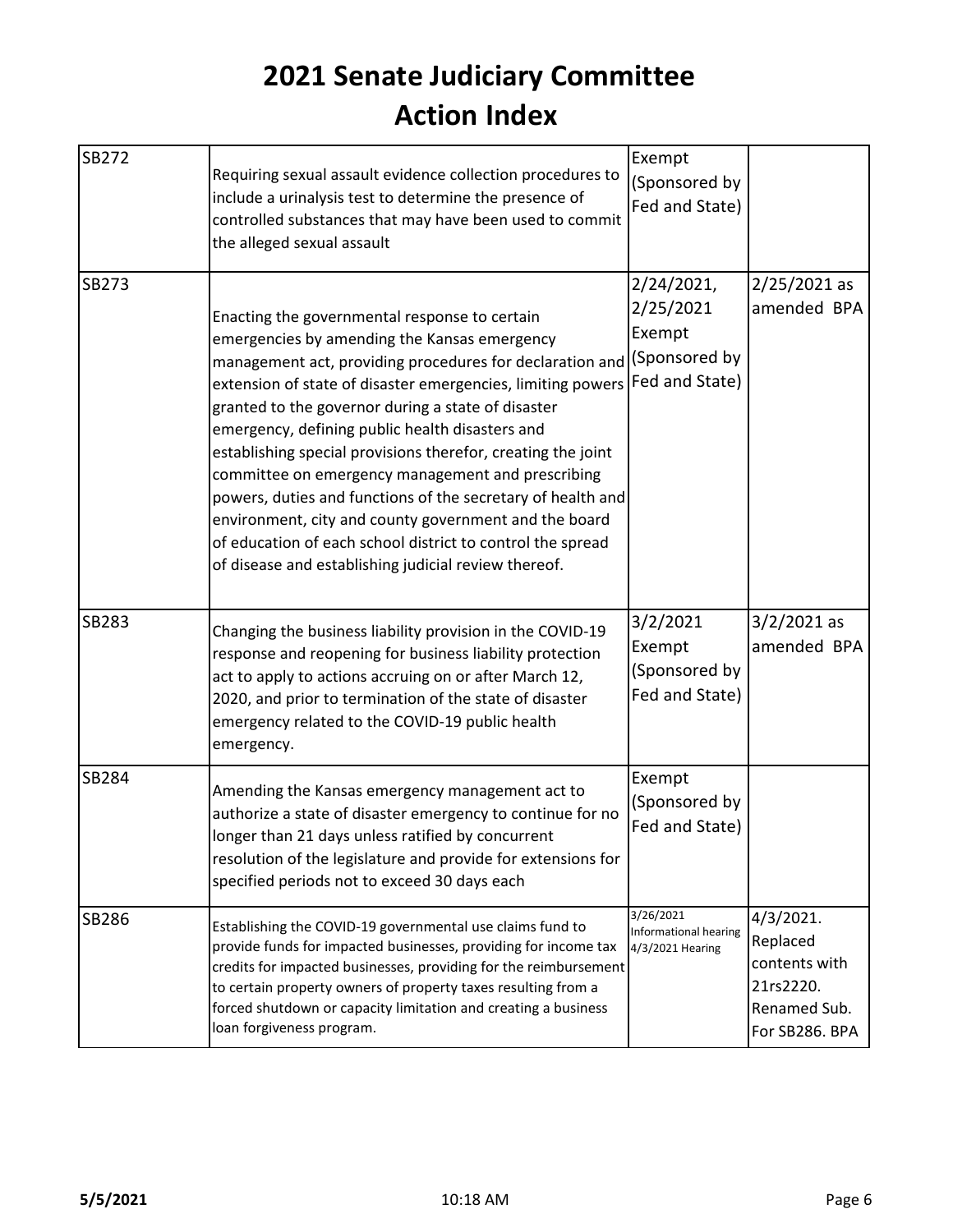# 2021 Senate Judiciary Committee
# Action Index

| | | | |
|---|---|---|---|
| SB272 | Requiring sexual assault evidence collection procedures to include a urinalysis test to determine the presence of controlled substances that may have been used to commit the alleged sexual assault | Exempt (Sponsored by Fed and State) | |
| SB273 | Enacting the governmental response to certain emergencies by amending the Kansas emergency management act, providing procedures for declaration and extension of state of disaster emergencies, limiting powers granted to the governor during a state of disaster emergency, defining public health disasters and establishing special provisions therefor, creating the joint committee on emergency management and prescribing powers, duties and functions of the secretary of health and environment, city and county government and the board of education of each school district to control the spread of disease and establishing judicial review thereof. | 2/24/2021, 2/25/2021 Exempt (Sponsored by Fed and State) | 2/25/2021 as amended BPA |
| SB283 | Changing the business liability provision in the COVID-19 response and reopening for business liability protection act to apply to actions accruing on or after March 12, 2020, and prior to termination of the state of disaster emergency related to the COVID-19 public health emergency. | 3/2/2021 Exempt (Sponsored by Fed and State) | 3/2/2021 as amended BPA |
| SB284 | Amending the Kansas emergency management act to authorize a state of disaster emergency to continue for no longer than 21 days unless ratified by concurrent resolution of the legislature and provide for extensions for specified periods not to exceed 30 days each | Exempt (Sponsored by Fed and State) | |
| SB286 | Establishing the COVID-19 governmental use claims fund to provide funds for impacted businesses, providing for income tax credits for impacted businesses, providing for the reimbursement to certain property owners of property taxes resulting from a forced shutdown or capacity limitation and creating a business loan forgiveness program. | 3/26/2021 Informational hearing 4/3/2021 Hearing | 4/3/2021. Replaced contents with 21rs2220. Renamed Sub. For SB286. BPA |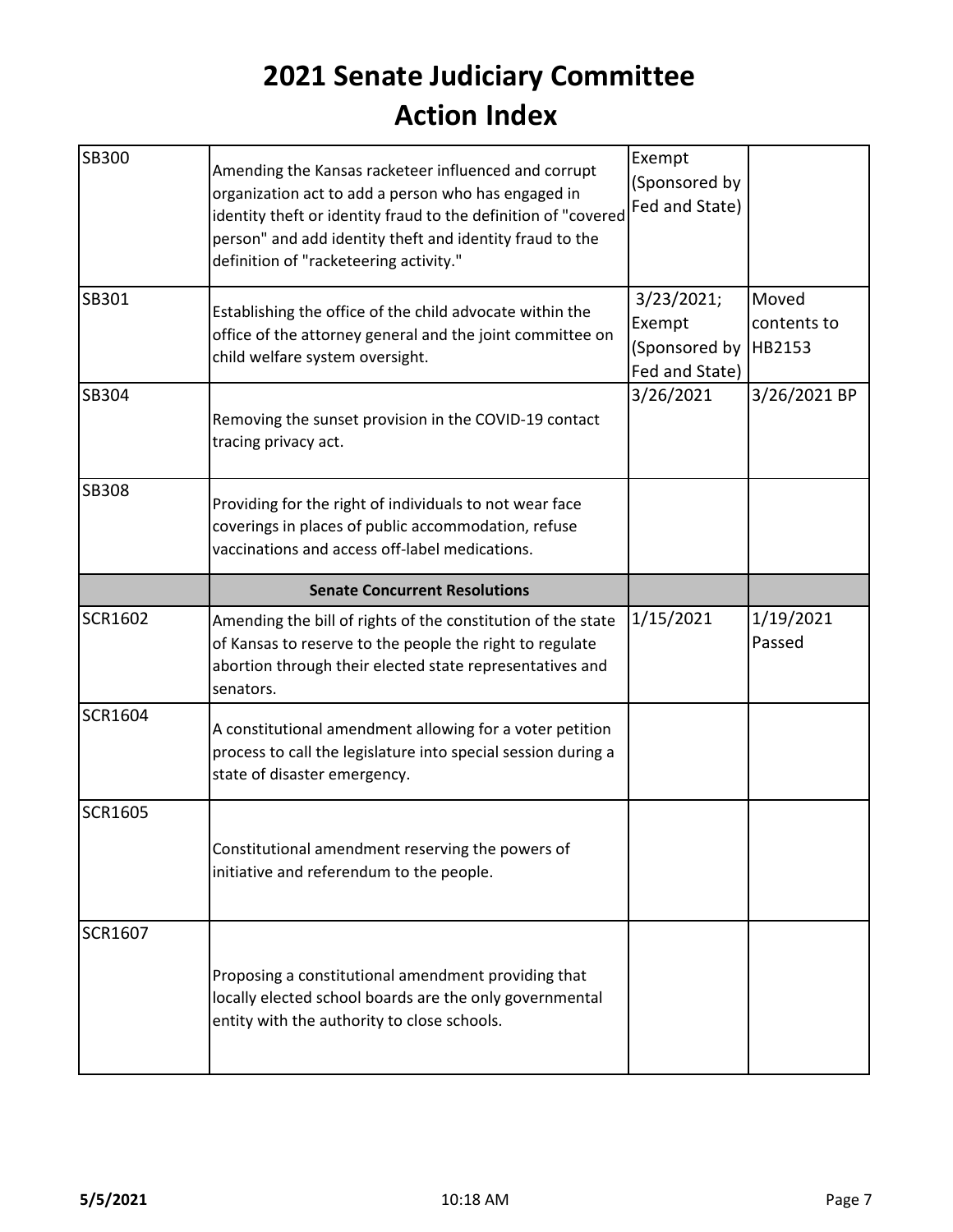# 2021 Senate Judiciary Committee
# Action Index

| | | | |
|---|---|---|---|
| SB300 | Amending the Kansas racketeer influenced and corrupt organization act to add a person who has engaged in identity theft or identity fraud to the definition of "covered person" and add identity theft and identity fraud to the definition of "racketeering activity." | Exempt (Sponsored by Fed and State) | |
| SB301 | Establishing the office of the child advocate within the office of the attorney general and the joint committee on child welfare system oversight. | 3/23/2021; Exempt (Sponsored by Fed and State) | Moved contents to HB2153 |
| SB304 | Removing the sunset provision in the COVID-19 contact tracing privacy act. | 3/26/2021 | 3/26/2021 BP |
| SB308 | Providing for the right of individuals to not wear face coverings in places of public accommodation, refuse vaccinations and access off-label medications. | | |
| | **Senate Concurrent Resolutions** | | |
| SCR1602 | Amending the bill of rights of the constitution of the state of Kansas to reserve to the people the right to regulate abortion through their elected state representatives and senators. | 1/15/2021 | 1/19/2021 Passed |
| SCR1604 | A constitutional amendment allowing for a voter petition process to call the legislature into special session during a state of disaster emergency. | | |
| SCR1605 | Constitutional amendment reserving the powers of initiative and referendum to the people. | | |
| SCR1607 | Proposing a constitutional amendment providing that locally elected school boards are the only governmental entity with the authority to close schools. | | |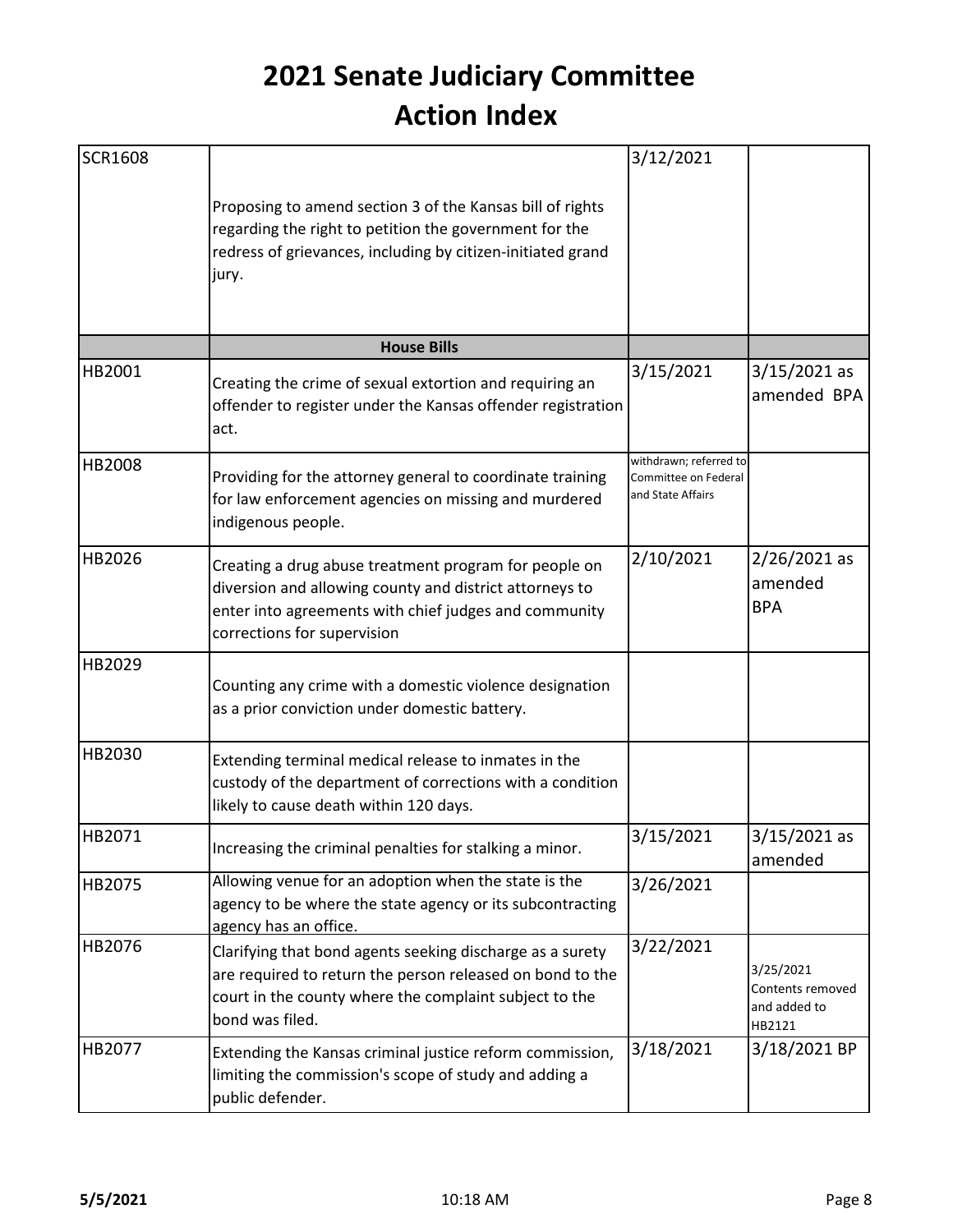# 2021 Senate Judiciary Committee
# Action Index

| | | | |
|---|---|---|---|
| SCR1608 | Proposing to amend section 3 of the Kansas bill of rights regarding the right to petition the government for the redress of grievances, including by citizen-initiated grand jury. | 3/12/2021 | |
| | **House Bills** | | |
| HB2001 | Creating the crime of sexual extortion and requiring an offender to register under the Kansas offender registration act. | 3/15/2021 | 3/15/2021 as amended BPA |
| HB2008 | Providing for the attorney general to coordinate training for law enforcement agencies on missing and murdered indigenous people. | withdrawn; referred to Committee on Federal and State Affairs | |
| HB2026 | Creating a drug abuse treatment program for people on diversion and allowing county and district attorneys to enter into agreements with chief judges and community corrections for supervision | 2/10/2021 | 2/26/2021 as amended BPA |
| HB2029 | Counting any crime with a domestic violence designation as a prior conviction under domestic battery. | | |
| HB2030 | Extending terminal medical release to inmates in the custody of the department of corrections with a condition likely to cause death within 120 days. | | |
| HB2071 | Increasing the criminal penalties for stalking a minor. | 3/15/2021 | 3/15/2021 as amended |
| HB2075 | Allowing venue for an adoption when the state is the agency to be where the state agency or its subcontracting agency has an office. | 3/26/2021 | |
| HB2076 | Clarifying that bond agents seeking discharge as a surety are required to return the person released on bond to the court in the county where the complaint subject to the bond was filed. | 3/22/2021 | 3/25/2021 Contents removed and added to HB2121 |
| HB2077 | Extending the Kansas criminal justice reform commission, limiting the commission's scope of study and adding a public defender. | 3/18/2021 | 3/18/2021 BP |

**5/5/2021** 10:18 AM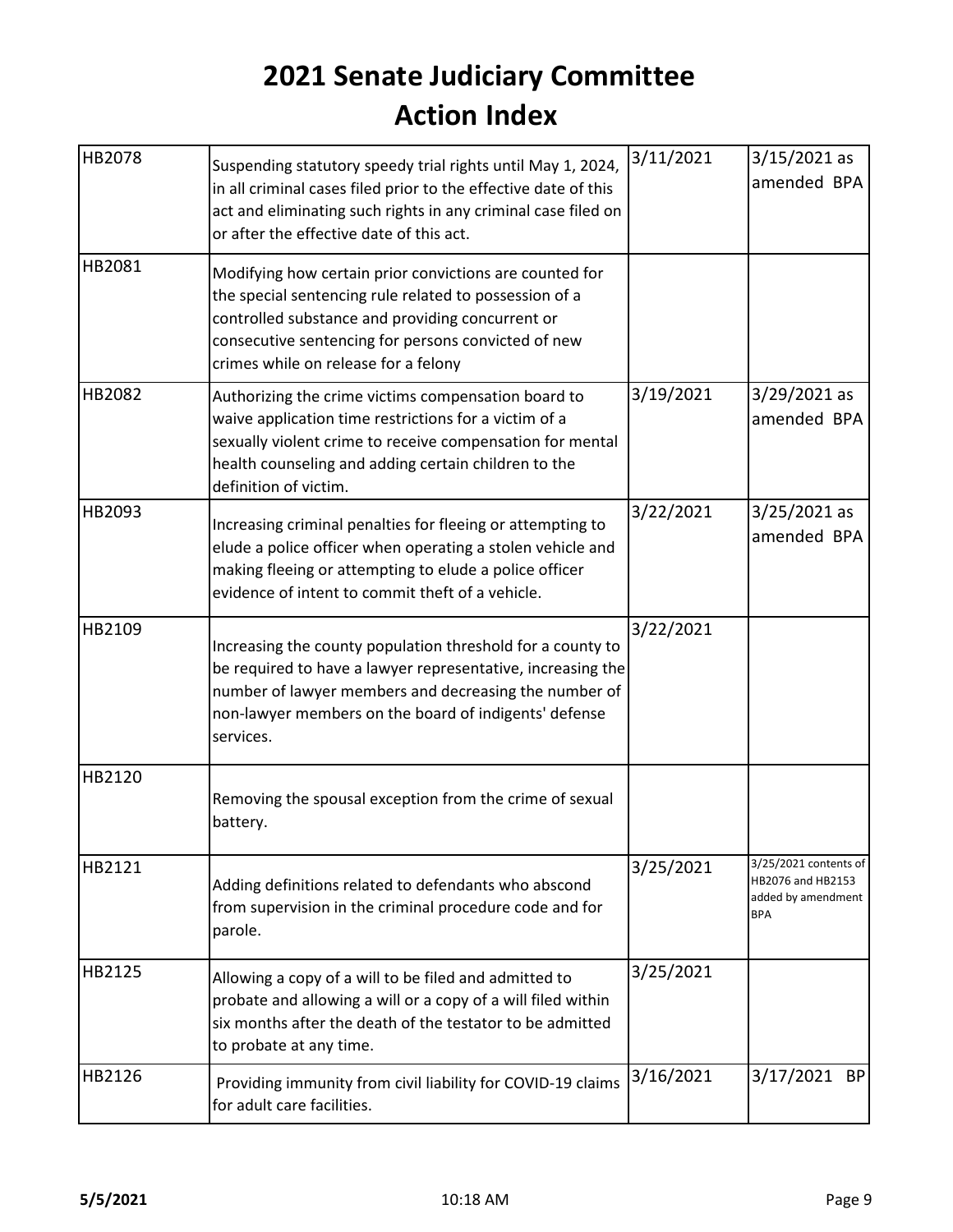# 2021 Senate Judiciary Committee
# Action Index

| | | | |
|---|---|---|---|
| HB2078 | Suspending statutory speedy trial rights until May 1, 2024, in all criminal cases filed prior to the effective date of this act and eliminating such rights in any criminal case filed on or after the effective date of this act. | 3/11/2021 | 3/15/2021 as amended BPA |
| HB2081 | Modifying how certain prior convictions are counted for the special sentencing rule related to possession of a controlled substance and providing concurrent or consecutive sentencing for persons convicted of new crimes while on release for a felony | | |
| HB2082 | Authorizing the crime victims compensation board to waive application time restrictions for a victim of a sexually violent crime to receive compensation for mental health counseling and adding certain children to the definition of victim. | 3/19/2021 | 3/29/2021 as amended BPA |
| HB2093 | Increasing criminal penalties for fleeing or attempting to elude a police officer when operating a stolen vehicle and making fleeing or attempting to elude a police officer evidence of intent to commit theft of a vehicle. | 3/22/2021 | 3/25/2021 as amended BPA |
| HB2109 | Increasing the county population threshold for a county to be required to have a lawyer representative, increasing the number of lawyer members and decreasing the number of non-lawyer members on the board of indigents' defense services. | 3/22/2021 | |
| HB2120 | Removing the spousal exception from the crime of sexual battery. | | |
| HB2121 | Adding definitions related to defendants who abscond from supervision in the criminal procedure code and for parole. | 3/25/2021 | 3/25/2021 contents of HB2076 and HB2153 added by amendment BPA |
| HB2125 | Allowing a copy of a will to be filed and admitted to probate and allowing a will or a copy of a will filed within six months after the death of the testator to be admitted to probate at any time. | 3/25/2021 | |
| HB2126 | Providing immunity from civil liability for COVID-19 claims for adult care facilities. | 3/16/2021 | 3/17/2021 BP |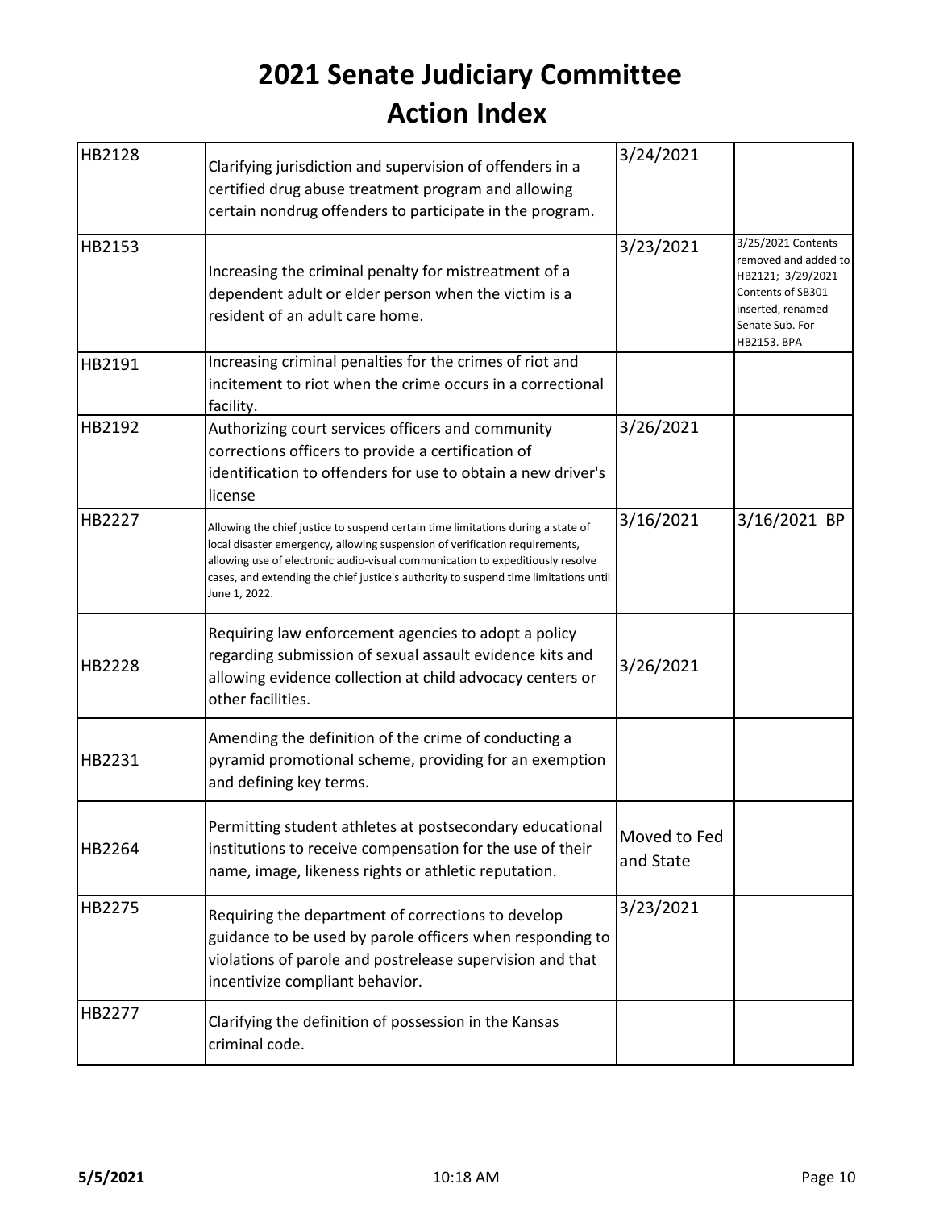# 2021 Senate Judiciary Committee
# Action Index

| | | | |
|---|---|---|---|
| HB2128 | Clarifying jurisdiction and supervision of offenders in a certified drug abuse treatment program and allowing certain nondrug offenders to participate in the program. | 3/24/2021 | |
| HB2153 | Increasing the criminal penalty for mistreatment of a dependent adult or elder person when the victim is a resident of an adult care home. | 3/23/2021 | 3/25/2021 Contents removed and added to HB2121; 3/29/2021 Contents of SB301 inserted, renamed Senate Sub. For HB2153. BPA |
| HB2191 | Increasing criminal penalties for the crimes of riot and incitement to riot when the crime occurs in a correctional facility. | | |
| HB2192 | Authorizing court services officers and community corrections officers to provide a certification of identification to offenders for use to obtain a new driver's license | 3/26/2021 | |
| HB2227 | Allowing the chief justice to suspend certain time limitations during a state of local disaster emergency, allowing suspension of verification requirements, allowing use of electronic audio-visual communication to expeditiously resolve cases, and extending the chief justice's authority to suspend time limitations until June 1, 2022. | 3/16/2021 | 3/16/2021 BP |
| HB2228 | Requiring law enforcement agencies to adopt a policy regarding submission of sexual assault evidence kits and allowing evidence collection at child advocacy centers or other facilities. | 3/26/2021 | |
| HB2231 | Amending the definition of the crime of conducting a pyramid promotional scheme, providing for an exemption and defining key terms. | | |
| HB2264 | Permitting student athletes at postsecondary educational institutions to receive compensation for the use of their name, image, likeness rights or athletic reputation. | Moved to Fed and State | |
| HB2275 | Requiring the department of corrections to develop guidance to be used by parole officers when responding to violations of parole and postrelease supervision and that incentivize compliant behavior. | 3/23/2021 | |
| HB2277 | Clarifying the definition of possession in the Kansas criminal code. | | |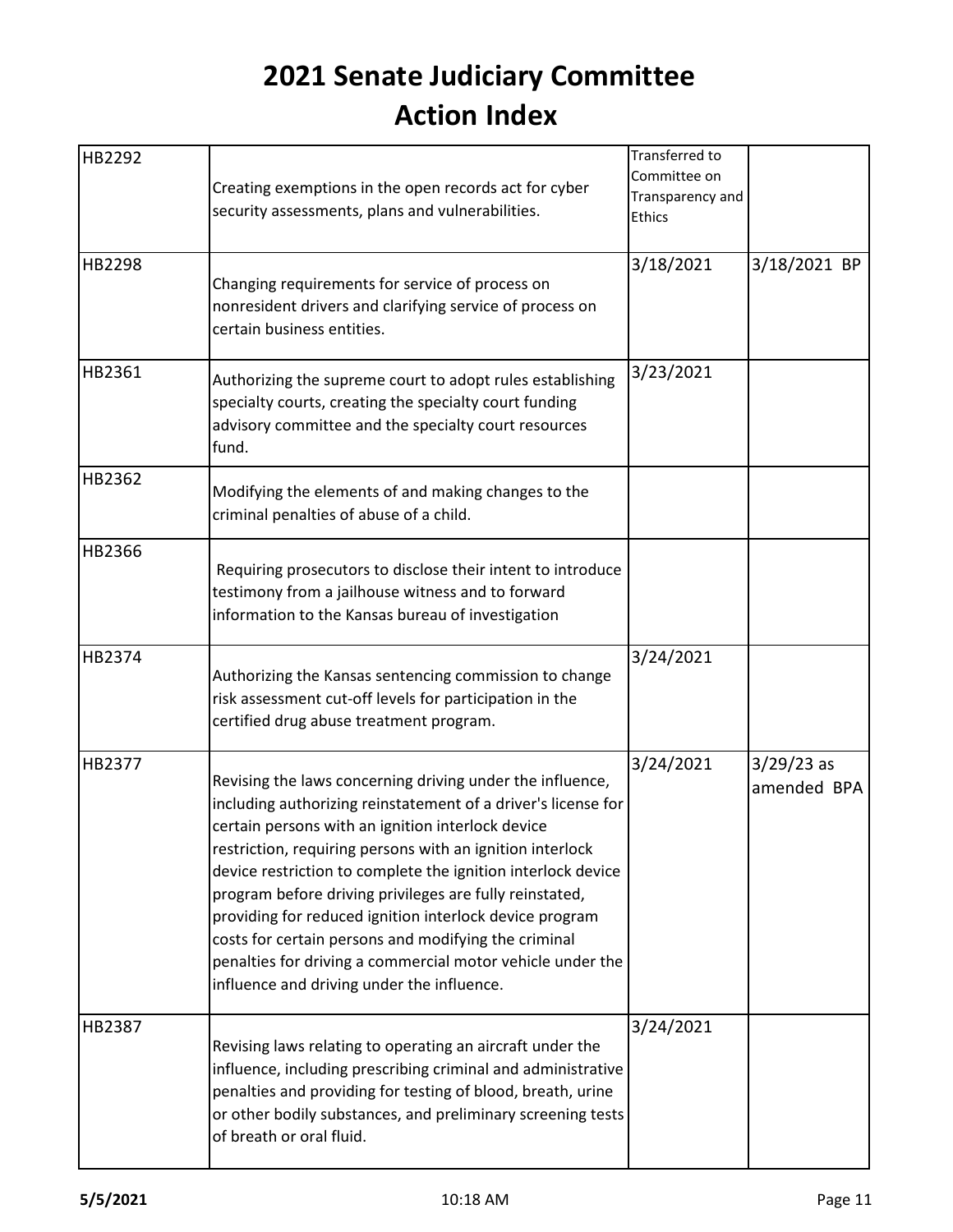# 2021 Senate Judiciary Committee
# Action Index

| | | | |
|---|---|---|---|
| HB2292 | Creating exemptions in the open records act for cyber security assessments, plans and vulnerabilities. | Transferred to Committee on Transparency and Ethics | |
| HB2298 | Changing requirements for service of process on nonresident drivers and clarifying service of process on certain business entities. | 3/18/2021 | 3/18/2021 BP |
| HB2361 | Authorizing the supreme court to adopt rules establishing specialty courts, creating the specialty court funding advisory committee and the specialty court resources fund. | 3/23/2021 | |
| HB2362 | Modifying the elements of and making changes to the criminal penalties of abuse of a child. | | |
| HB2366 | Requiring prosecutors to disclose their intent to introduce testimony from a jailhouse witness and to forward information to the Kansas bureau of investigation | | |
| HB2374 | Authorizing the Kansas sentencing commission to change risk assessment cut-off levels for participation in the certified drug abuse treatment program. | 3/24/2021 | |
| HB2377 | Revising the laws concerning driving under the influence, including authorizing reinstatement of a driver's license for certain persons with an ignition interlock device restriction, requiring persons with an ignition interlock device restriction to complete the ignition interlock device program before driving privileges are fully reinstated, providing for reduced ignition interlock device program costs for certain persons and modifying the criminal penalties for driving a commercial motor vehicle under the influence and driving under the influence. | 3/24/2021 | 3/29/23 as amended BPA |
| HB2387 | Revising laws relating to operating an aircraft under the influence, including prescribing criminal and administrative penalties and providing for testing of blood, breath, urine or other bodily substances, and preliminary screening tests of breath or oral fluid. | 3/24/2021 | |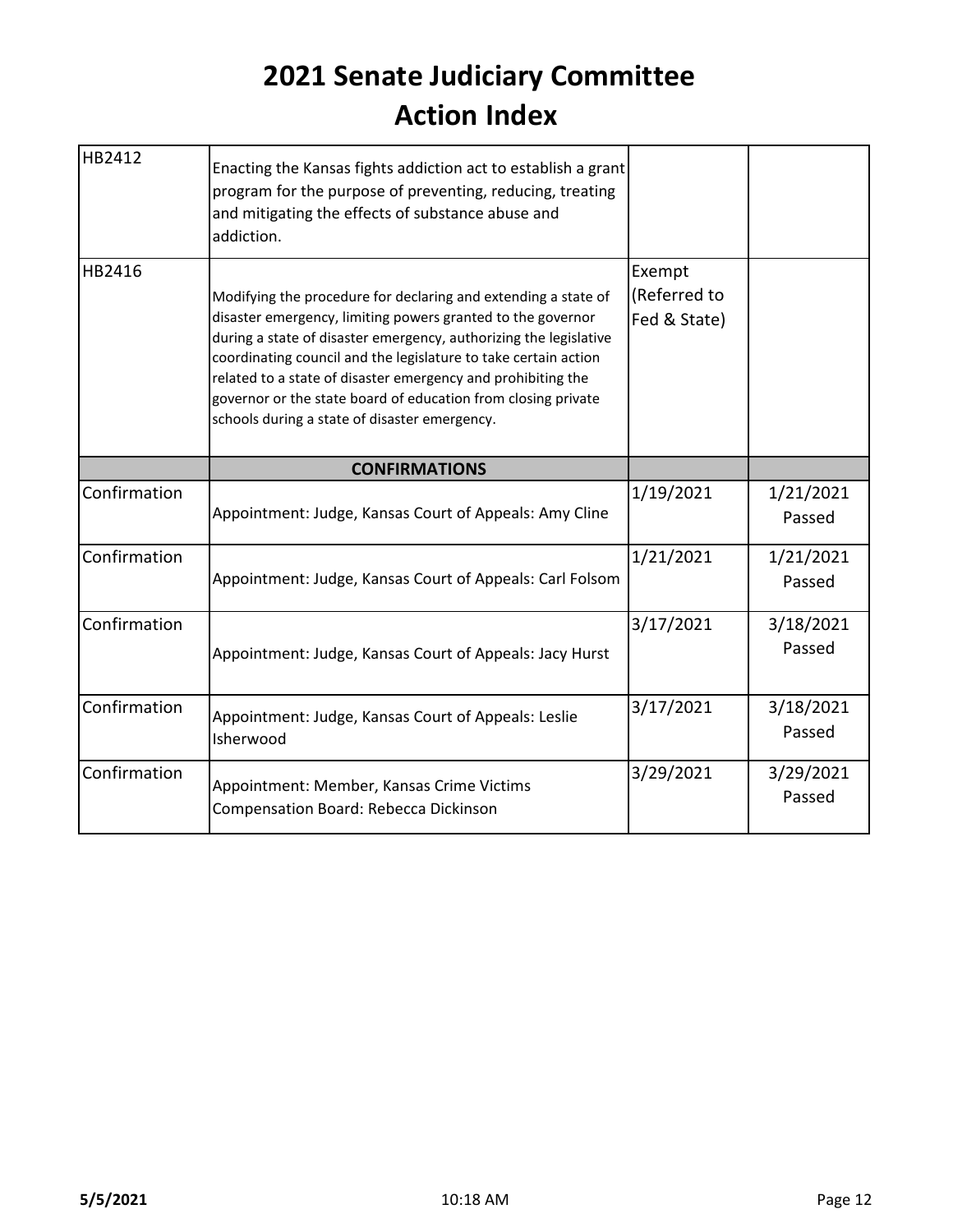# 2021 Senate Judiciary Committee
# Action Index

| | | | |
|---|---|---|---|
| HB2412 | Enacting the Kansas fights addiction act to establish a grant program for the purpose of preventing, reducing, treating and mitigating the effects of substance abuse and addiction. | | |
| HB2416 | Modifying the procedure for declaring and extending a state of disaster emergency, limiting powers granted to the governor during a state of disaster emergency, authorizing the legislative coordinating council and the legislature to take certain action related to a state of disaster emergency and prohibiting the governor or the state board of education from closing private schools during a state of disaster emergency. | Exempt (Referred to Fed & State) | |
| | **CONFIRMATIONS** | | |
| Confirmation | Appointment: Judge, Kansas Court of Appeals: Amy Cline | 1/19/2021 | 1/21/2021 Passed |
| Confirmation | Appointment: Judge, Kansas Court of Appeals: Carl Folsom | 1/21/2021 | 1/21/2021 Passed |
| Confirmation | Appointment: Judge, Kansas Court of Appeals: Jacy Hurst | 3/17/2021 | 3/18/2021 Passed |
| Confirmation | Appointment: Judge, Kansas Court of Appeals: Leslie Isherwood | 3/17/2021 | 3/18/2021 Passed |
| Confirmation | Appointment: Member, Kansas Crime Victims Compensation Board: Rebecca Dickinson | 3/29/2021 | 3/29/2021 Passed |

**5/5/2021** 10:18 AM